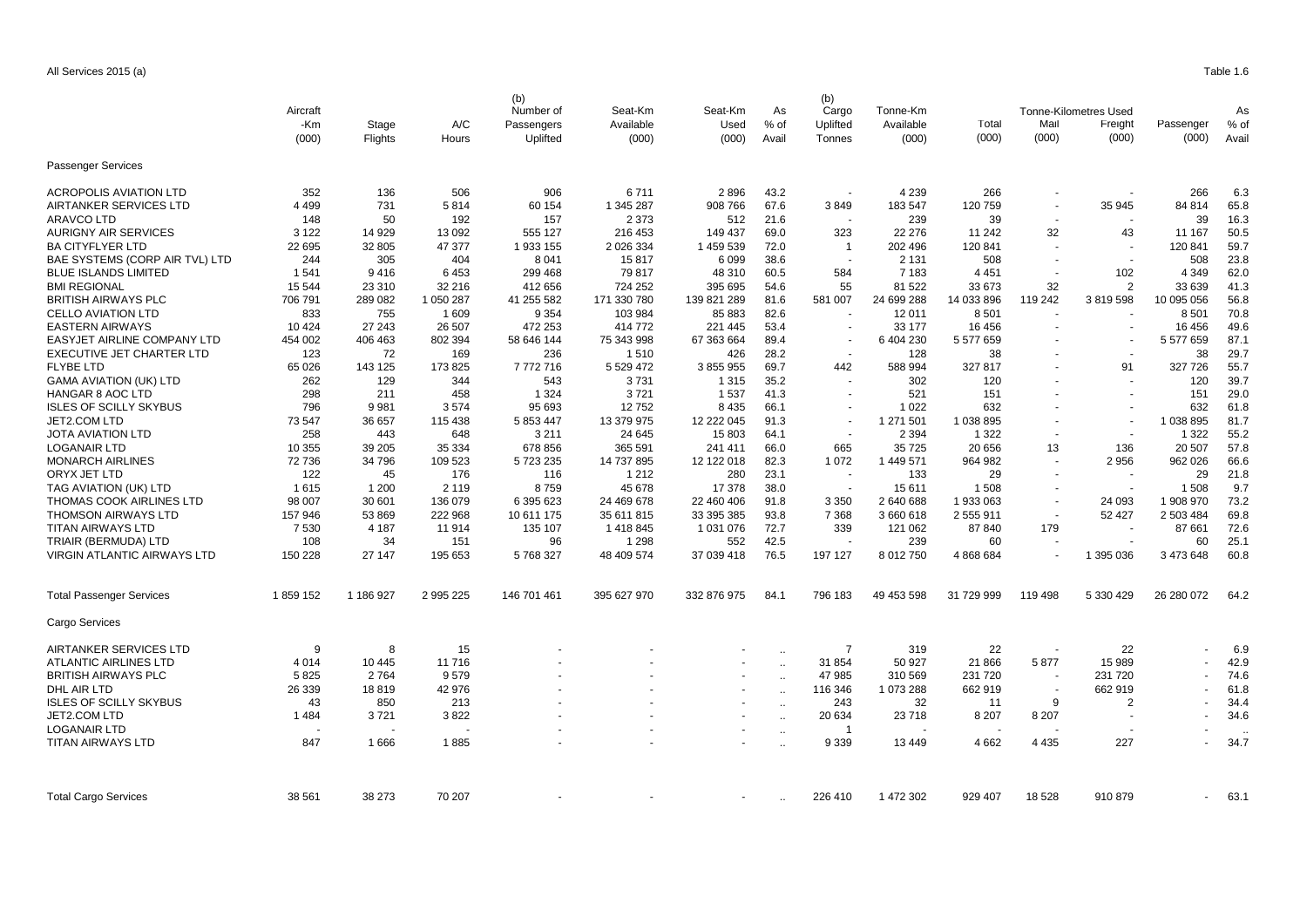All Services 2015 (a)

Table 1.6

| | Aircraft -Km (000) | Stage Flights | A/C Hours | (b) Number of Passengers Uplifted | Seat-Km Available (000) | Seat-Km Used (000) | As % of Avail | (b) Cargo Uplifted Tonnes | Tonne-Km Available (000) | Tonne-Kilometres Used Total (000) | Mail (000) | Freight (000) | Passenger (000) | As % of Avail |
|---|---|---|---|---|---|---|---|---|---|---|---|---|---|---|
| Passenger Services | | | | | | | | | | | | | | |
| ACROPOLIS AVIATION LTD | 352 | 136 | 506 | 906 | 6 711 | 2 896 | 43.2 | - | 4 239 | 266 | - | - | 266 | 6.3 |
| AIRTANKER SERVICES LTD | 4 499 | 731 | 5 814 | 60 154 | 1 345 287 | 908 766 | 67.6 | 3 849 | 183 547 | 120 759 | - | 35 945 | 84 814 | 65.8 |
| ARAVCO LTD | 148 | 50 | 192 | 157 | 2 373 | 512 | 21.6 | - | 239 | 39 | - | - | 39 | 16.3 |
| AURIGNY AIR SERVICES | 3 122 | 14 929 | 13 092 | 555 127 | 216 453 | 149 437 | 69.0 | 323 | 22 276 | 11 242 | 32 | 43 | 11 167 | 50.5 |
| BA CITYFLYER LTD | 22 695 | 32 805 | 47 377 | 1 933 155 | 2 026 334 | 1 459 539 | 72.0 | 1 | 202 496 | 120 841 | - | - | 120 841 | 59.7 |
| BAE SYSTEMS (CORP AIR TVL) LTD | 244 | 305 | 404 | 8 041 | 15 817 | 6 099 | 38.6 | - | 2 131 | 508 | - | - | 508 | 23.8 |
| BLUE ISLANDS LIMITED | 1 541 | 9 416 | 6 453 | 299 468 | 79 817 | 48 310 | 60.5 | 584 | 7 183 | 4 451 | - | 102 | 4 349 | 62.0 |
| BMI REGIONAL | 15 544 | 23 310 | 32 216 | 412 656 | 724 252 | 395 695 | 54.6 | 55 | 81 522 | 33 673 | 32 | 2 | 33 639 | 41.3 |
| BRITISH AIRWAYS PLC | 706 791 | 289 082 | 1 050 287 | 41 255 582 | 171 330 780 | 139 821 289 | 81.6 | 581 007 | 24 699 288 | 14 033 896 | 119 242 | 3 819 598 | 10 095 056 | 56.8 |
| CELLO AVIATION LTD | 833 | 755 | 1 609 | 9 354 | 103 984 | 85 883 | 82.6 | - | 12 011 | 8 501 | - | - | 8 501 | 70.8 |
| EASTERN AIRWAYS | 10 424 | 27 243 | 26 507 | 472 253 | 414 772 | 221 445 | 53.4 | - | 33 177 | 16 456 | - | - | 16 456 | 49.6 |
| EASYJET AIRLINE COMPANY LTD | 454 002 | 406 463 | 802 394 | 58 646 144 | 75 343 998 | 67 363 664 | 89.4 | - | 6 404 230 | 5 577 659 | - | - | 5 577 659 | 87.1 |
| EXECUTIVE JET CHARTER LTD | 123 | 72 | 169 | 236 | 1 510 | 426 | 28.2 | - | 128 | 38 | - | - | 38 | 29.7 |
| FLYBE LTD | 65 026 | 143 125 | 173 825 | 7 772 716 | 5 529 472 | 3 855 955 | 69.7 | 442 | 588 994 | 327 817 | - | 91 | 327 726 | 55.7 |
| GAMA AVIATION (UK) LTD | 262 | 129 | 344 | 543 | 3 731 | 1 315 | 35.2 | - | 302 | 120 | - | - | 120 | 39.7 |
| HANGAR 8 AOC LTD | 298 | 211 | 458 | 1 324 | 3 721 | 1 537 | 41.3 | - | 521 | 151 | - | - | 151 | 29.0 |
| ISLES OF SCILLY SKYBUS | 796 | 9 981 | 3 574 | 95 693 | 12 752 | 8 435 | 66.1 | - | 1 022 | 632 | - | - | 632 | 61.8 |
| JET2.COM LTD | 73 547 | 36 657 | 115 438 | 5 853 447 | 13 379 975 | 12 222 045 | 91.3 | - | 1 271 501 | 1 038 895 | - | - | 1 038 895 | 81.7 |
| JOTA AVIATION LTD | 258 | 443 | 648 | 3 211 | 24 645 | 15 803 | 64.1 | - | 2 394 | 1 322 | - | - | 1 322 | 55.2 |
| LOGANAIR LTD | 10 355 | 39 205 | 35 334 | 678 856 | 365 591 | 241 411 | 66.0 | 665 | 35 725 | 20 656 | 13 | 136 | 20 507 | 57.8 |
| MONARCH AIRLINES | 72 736 | 34 796 | 109 523 | 5 723 235 | 14 737 895 | 12 122 018 | 82.3 | 1 072 | 1 449 571 | 964 982 | - | 2 956 | 962 026 | 66.6 |
| ORYX JET LTD | 122 | 45 | 176 | 116 | 1 212 | 280 | 23.1 | - | 133 | 29 | - | - | 29 | 21.8 |
| TAG AVIATION (UK) LTD | 1 615 | 1 200 | 2 119 | 8 759 | 45 678 | 17 378 | 38.0 | - | 15 611 | 1 508 | - | - | 1 508 | 9.7 |
| THOMAS COOK AIRLINES LTD | 98 007 | 30 601 | 136 079 | 6 395 623 | 24 469 678 | 22 460 406 | 91.8 | 3 350 | 2 640 688 | 1 933 063 | - | 24 093 | 1 908 970 | 73.2 |
| THOMSON AIRWAYS LTD | 157 946 | 53 869 | 222 968 | 10 611 175 | 35 611 815 | 33 395 385 | 93.8 | 7 368 | 3 660 618 | 2 555 911 | - | 52 427 | 2 503 484 | 69.8 |
| TITAN AIRWAYS LTD | 7 530 | 4 187 | 11 914 | 135 107 | 1 418 845 | 1 031 076 | 72.7 | 339 | 121 062 | 87 840 | 179 | - | 87 661 | 72.6 |
| TRIAIR (BERMUDA) LTD | 108 | 34 | 151 | 96 | 1 298 | 552 | 42.5 | - | 239 | 60 | - | - | 60 | 25.1 |
| VIRGIN ATLANTIC AIRWAYS LTD | 150 228 | 27 147 | 195 653 | 5 768 327 | 48 409 574 | 37 039 418 | 76.5 | 197 127 | 8 012 750 | 4 868 684 | - | 1 395 036 | 3 473 648 | 60.8 |
| Total Passenger Services | 1 859 152 | 1 186 927 | 2 995 225 | 146 701 461 | 395 627 970 | 332 876 975 | 84.1 | 796 183 | 49 453 598 | 31 729 999 | 119 498 | 5 330 429 | 26 280 072 | 64.2 |
| Cargo Services | | | | | | | | | | | | | | |
| AIRTANKER SERVICES LTD | 9 | 8 | 15 | - | - | - | .. | 7 | 319 | 22 | - | 22 | - | 6.9 |
| ATLANTIC AIRLINES LTD | 4 014 | 10 445 | 11 716 | - | - | - | .. | 31 854 | 50 927 | 21 866 | 5 877 | 15 989 | - | 42.9 |
| BRITISH AIRWAYS PLC | 5 825 | 2 764 | 9 579 | - | - | - | .. | 47 985 | 310 569 | 231 720 | - | 231 720 | - | 74.6 |
| DHL AIR LTD | 26 339 | 18 819 | 42 976 | - | - | - | .. | 116 346 | 1 073 288 | 662 919 | - | 662 919 | - | 61.8 |
| ISLES OF SCILLY SKYBUS | 43 | 850 | 213 | - | - | - | .. | 243 | 32 | 11 | 9 | 2 | - | 34.4 |
| JET2.COM LTD | 1 484 | 3 721 | 3 822 | - | - | - | .. | 20 634 | 23 718 | 8 207 | 8 207 | - | - | 34.6 |
| LOGANAIR LTD | - | - | - | - | - | - | .. | 1 | - | - | - | - | - | .. |
| TITAN AIRWAYS LTD | 847 | 1 666 | 1 885 | - | - | - | .. | 9 339 | 13 449 | 4 662 | 4 435 | 227 | - | 34.7 |
| Total Cargo Services | 38 561 | 38 273 | 70 207 | - | - | - | .. | 226 410 | 1 472 302 | 929 407 | 18 528 | 910 879 | - | 63.1 |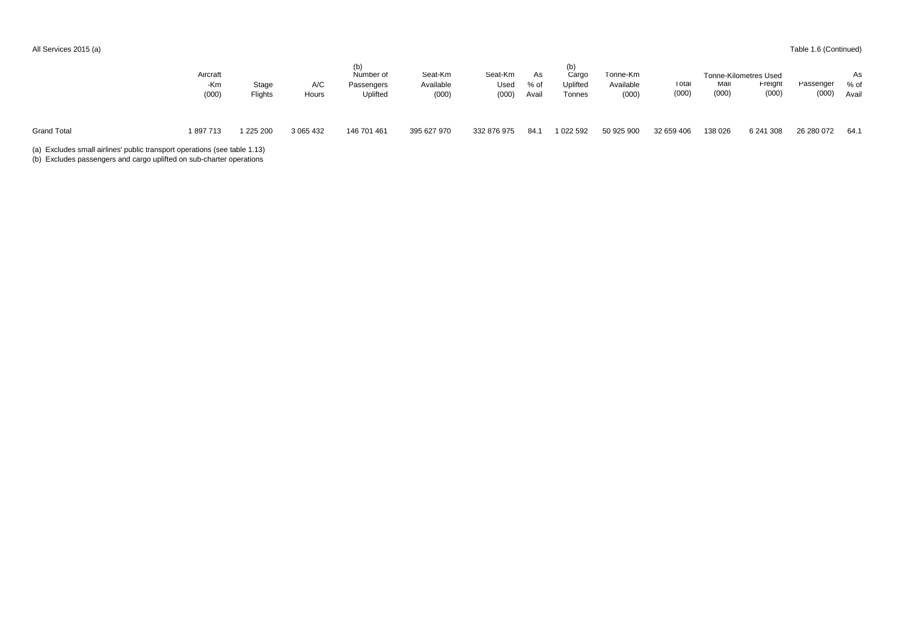All Services 2015 (a)

Table 1.6 (Continued)

| | Aircraft -Km (000) | Stage Flights | A/C Hours | (b) Number of Passengers Uplifted | Seat-Km Available (000) | Seat-Km Used (000) | As % of Avail | (b) Cargo Uplifted Tonnes | Tonne-Km Available (000) | Tonne-Kilometres Used Total (000) | Mail (000) | Freight (000) | Passenger (000) | As % of Avail |
|---|---|---|---|---|---|---|---|---|---|---|---|---|---|---|
| Grand Total | 1 897 713 | 1 225 200 | 3 065 432 | 146 701 461 | 395 627 970 | 332 876 975 | 84.1 | 1 022 592 | 50 925 900 | 32 659 406 | 138 026 | 6 241 308 | 26 280 072 | 64.1 |

(a) Excludes small airlines' public transport operations (see table 1.13)

(b) Excludes passengers and cargo uplifted on sub-charter operations